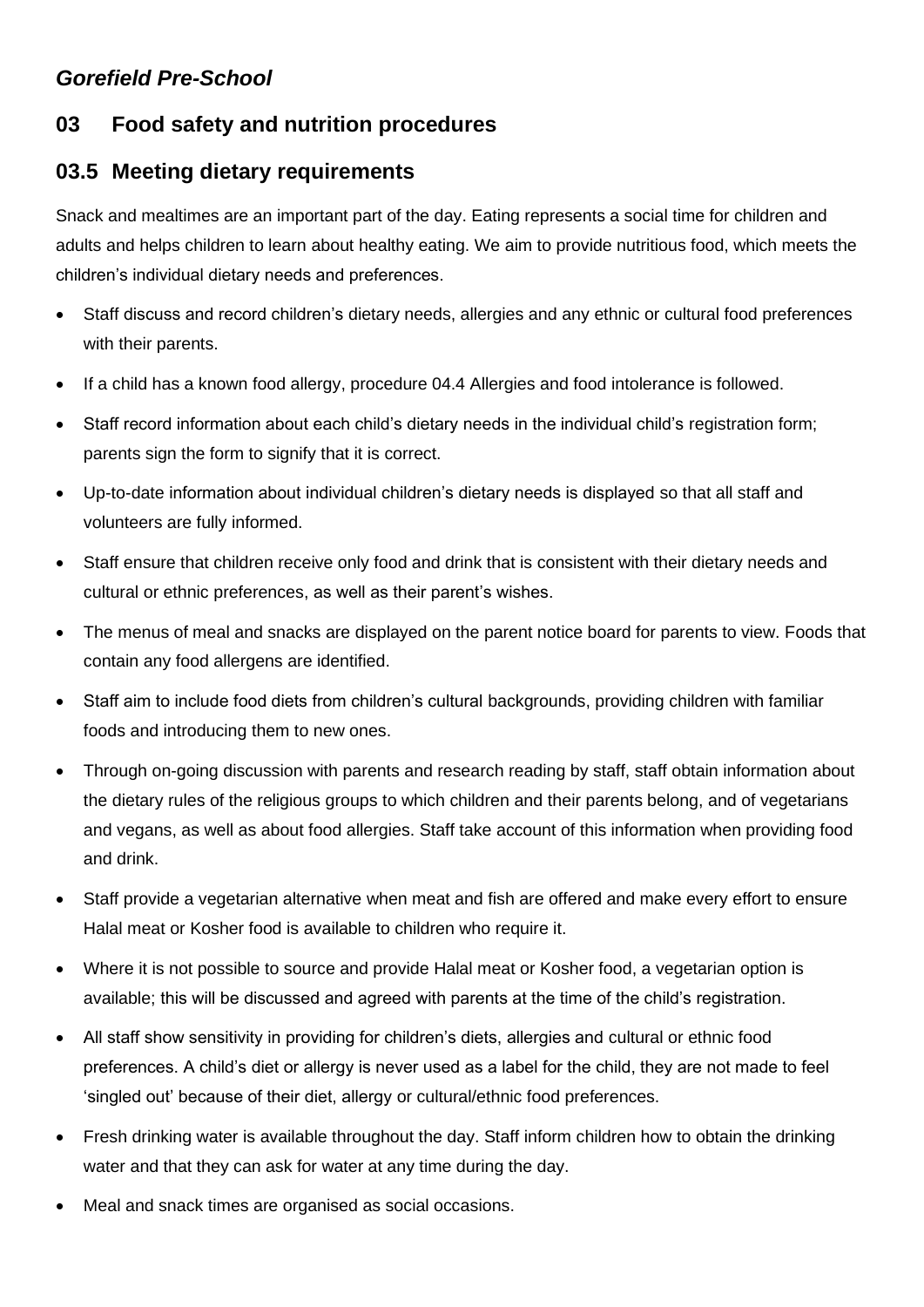## *Gorefield Pre-School*

# 03 Food safety and nutrition procedures

## 03.5 Meeting dietary requirements

Snack and mealtimes are an important part of the day. Eating represents a social time for children and adults and helps children to learn about healthy eating. We aim to provide nutritious food, which meets the children's individual dietary needs and preferences.

- Staff discuss and record children's dietary needs, allergies and any ethnic or cultural food preferences with their parents.
- If a child has a known food allergy, procedure 04.4 Allergies and food intolerance is followed.
- Staff record information about each child's dietary needs in the individual child's registration form; parents sign the form to signify that it is correct.
- Up-to-date information about individual children's dietary needs is displayed so that all staff and volunteers are fully informed.
- Staff ensure that children receive only food and drink that is consistent with their dietary needs and cultural or ethnic preferences, as well as their parent's wishes.
- The menus of meal and snacks are displayed on the parent notice board for parents to view. Foods that contain any food allergens are identified.
- Staff aim to include food diets from children's cultural backgrounds, providing children with familiar foods and introducing them to new ones.
- Through on-going discussion with parents and research reading by staff, staff obtain information about the dietary rules of the religious groups to which children and their parents belong, and of vegetarians and vegans, as well as about food allergies. Staff take account of this information when providing food and drink.
- Staff provide a vegetarian alternative when meat and fish are offered and make every effort to ensure Halal meat or Kosher food is available to children who require it.
- Where it is not possible to source and provide Halal meat or Kosher food, a vegetarian option is available; this will be discussed and agreed with parents at the time of the child's registration.
- All staff show sensitivity in providing for children's diets, allergies and cultural or ethnic food preferences. A child's diet or allergy is never used as a label for the child, they are not made to feel 'singled out' because of their diet, allergy or cultural/ethnic food preferences.
- Fresh drinking water is available throughout the day. Staff inform children how to obtain the drinking water and that they can ask for water at any time during the day.
- Meal and snack times are organised as social occasions.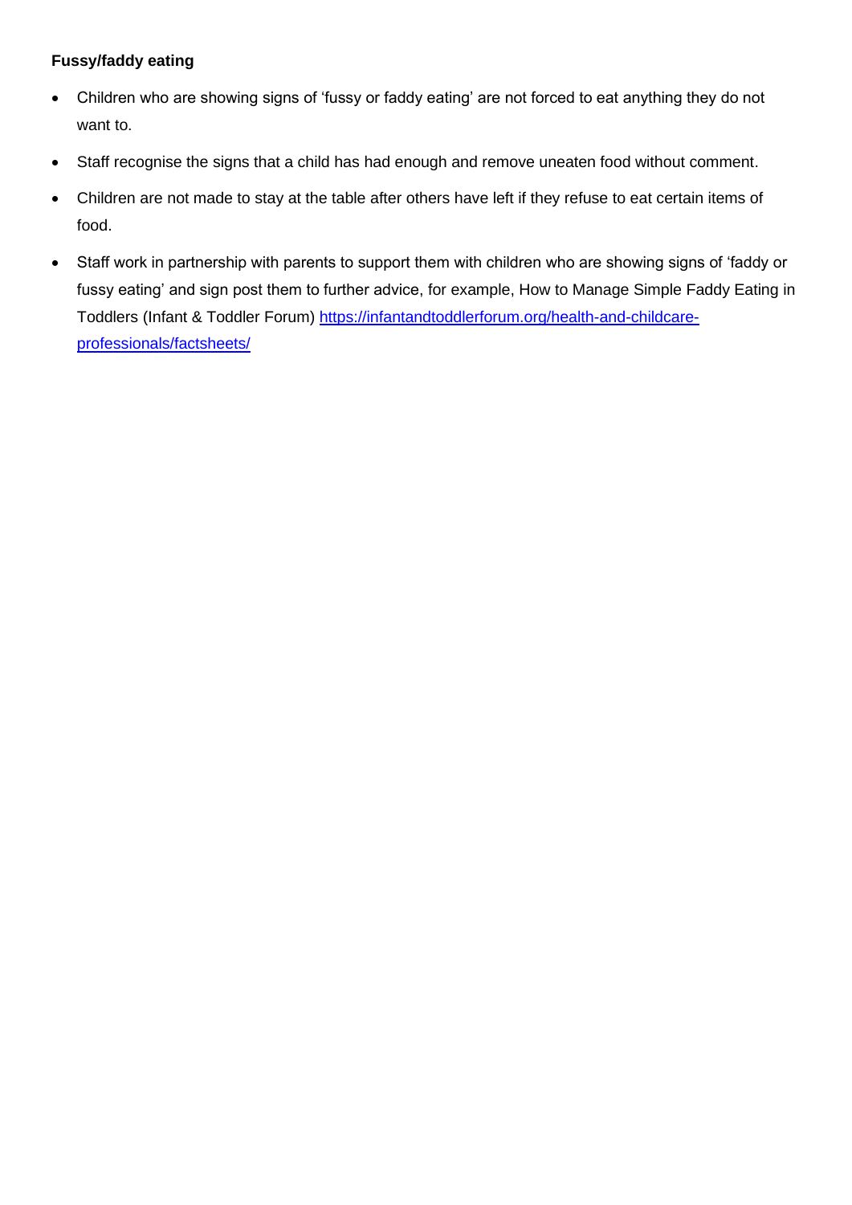**Fussy/faddy eating**

- Children who are showing signs of 'fussy or faddy eating' are not forced to eat anything they do not want to.
- Staff recognise the signs that a child has had enough and remove uneaten food without comment.
- Children are not made to stay at the table after others have left if they refuse to eat certain items of food.
- Staff work in partnership with parents to support them with children who are showing signs of 'faddy or fussy eating' and sign post them to further advice, for example, How to Manage Simple Faddy Eating in Toddlers (Infant & Toddler Forum) [https://infantandtoddlerforum.org/health-and-childcare-professionals/factsheets/](https://infantandtoddlerforum.org/health-and-childcare-professionals/factsheets/)